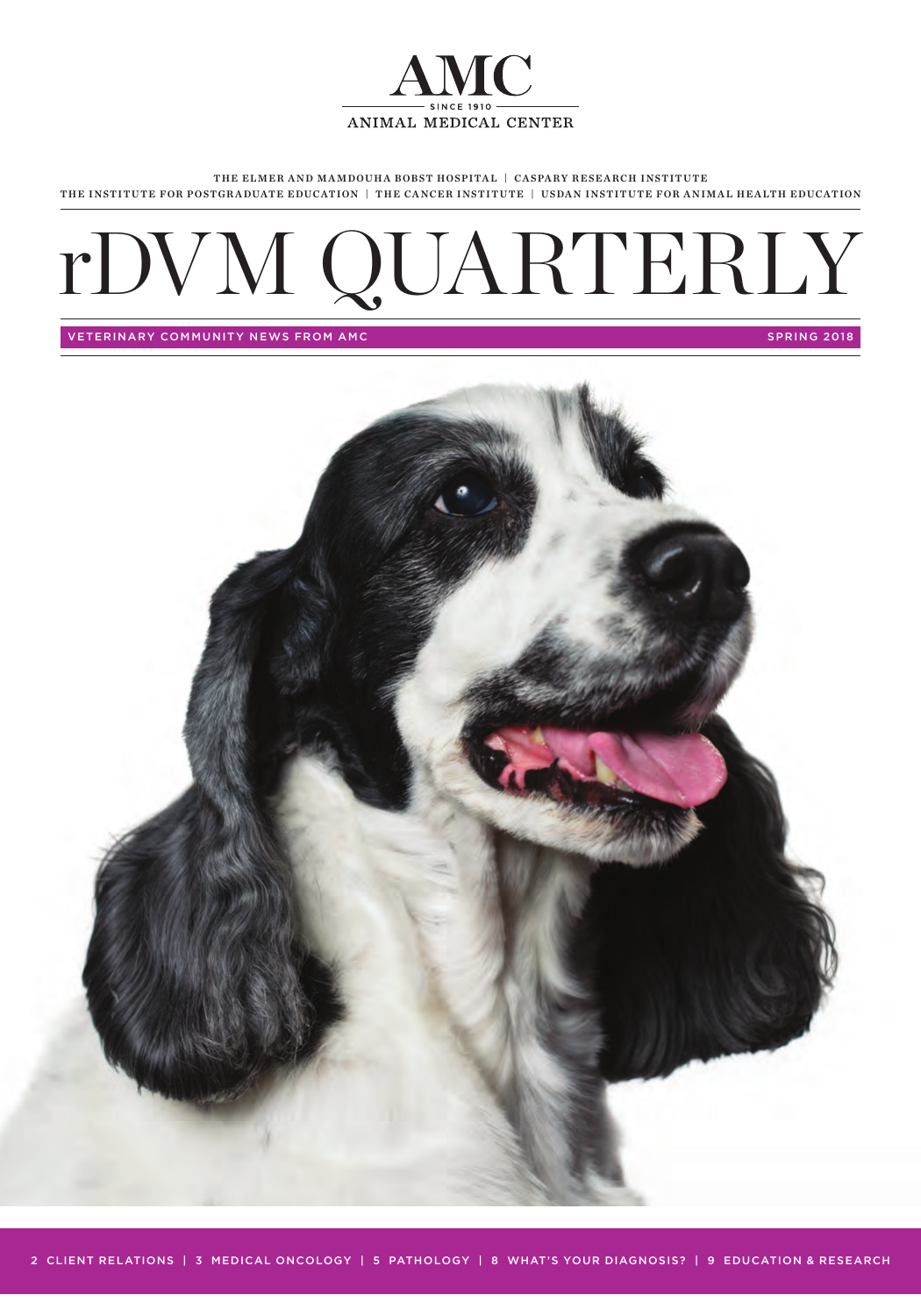# AMC

SINCE 1910

ANIMAL MEDICAL CENTER

THE ELMER AND MAMDOUHA BOBST HOSPITAL | CASPARY RESEARCH INSTITUTE
THE INSTITUTE FOR POSTGRADUATE EDUCATION | THE CANCER INSTITUTE | USDAN INSTITUTE FOR ANIMAL HEALTH EDUCATION

# rDVM QUARTERLY

VETERINARY COMMUNITY NEWS FROM AMC

SPRING 2018

2 CLIENT RELATIONS | 3 MEDICAL ONCOLOGY | 5 PATHOLOGY | 8 WHAT'S YOUR DIAGNOSIS? | 9 EDUCATION & RESEARCH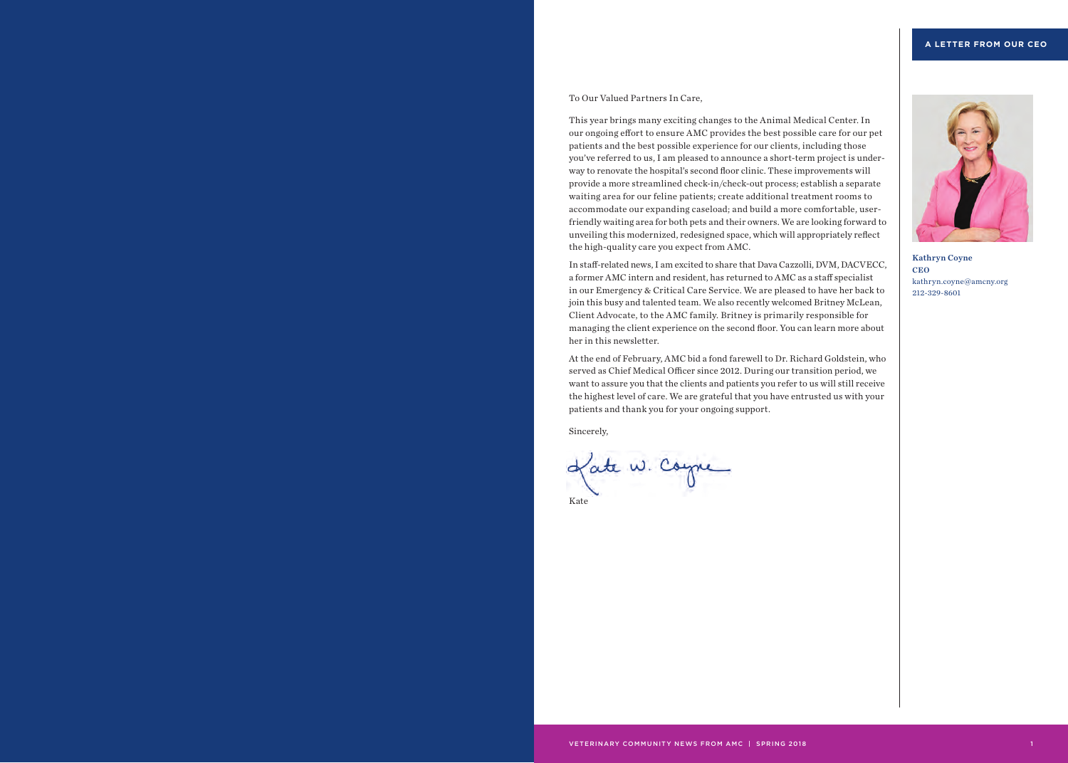## A LETTER FROM OUR CEO

To Our Valued Partners In Care,

This year brings many exciting changes to the Animal Medical Center. In our ongoing effort to ensure AMC provides the best possible care for our pet patients and the best possible experience for our clients, including those you've referred to us, I am pleased to announce a short-term project is underway to renovate the hospital's second floor clinic. These improvements will provide a more streamlined check-in/check-out process; establish a separate waiting area for our feline patients; create additional treatment rooms to accommodate our expanding caseload; and build a more comfortable, user-friendly waiting area for both pets and their owners. We are looking forward to unveiling this modernized, redesigned space, which will appropriately reflect the high-quality care you expect from AMC.

In staff-related news, I am excited to share that Dava Cazzolli, DVM, DACVECC, a former AMC intern and resident, has returned to AMC as a staff specialist in our Emergency & Critical Care Service. We are pleased to have her back to join this busy and talented team. We also recently welcomed Britney McLean, Client Advocate, to the AMC family. Britney is primarily responsible for managing the client experience on the second floor. You can learn more about her in this newsletter.

At the end of February, AMC bid a fond farewell to Dr. Richard Goldstein, who served as Chief Medical Officer since 2012. During our transition period, we want to assure you that the clients and patients you refer to us will still receive the highest level of care. We are grateful that you have entrusted us with your patients and thank you for your ongoing support.

Sincerely,

Kate W. Coyne

Kate

**Kathryn Coyne**
**CEO**
kathryn.coyne@amcny.org
212-329-8601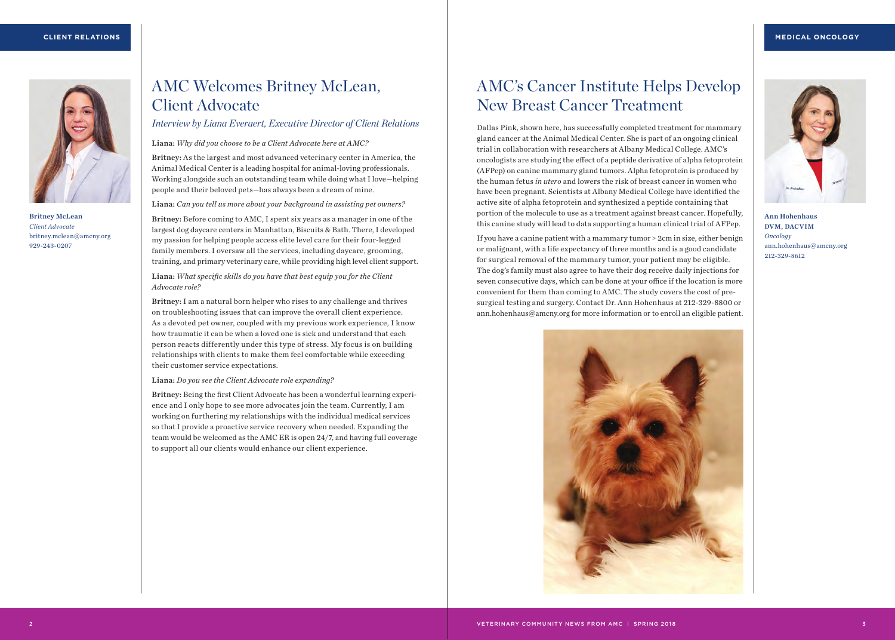CLIENT RELATIONS

**Britney McLean**
*Client Advocate*
britney.mclean@amcny.org
929-243-0207

# AMC Welcomes Britney McLean, Client Advocate

*Interview by Liana Everaert, Executive Director of Client Relations*

**Liana:** *Why did you choose to be a Client Advocate here at AMC?*

**Britney:** As the largest and most advanced veterinary center in America, the Animal Medical Center is a leading hospital for animal-loving professionals. Working alongside such an outstanding team while doing what I love—helping people and their beloved pets—has always been a dream of mine.

**Liana:** *Can you tell us more about your background in assisting pet owners?*

**Britney:** Before coming to AMC, I spent six years as a manager in one of the largest dog daycare centers in Manhattan, Biscuits & Bath. There, I developed my passion for helping people access elite level care for their four-legged family members. I oversaw all the services, including daycare, grooming, training, and primary veterinary care, while providing high level client support.

**Liana:** *What specific skills do you have that best equip you for the Client Advocate role?*

**Britney:** I am a natural born helper who rises to any challenge and thrives on troubleshooting issues that can improve the overall client experience. As a devoted pet owner, coupled with my previous work experience, I know how traumatic it can be when a loved one is sick and understand that each person reacts differently under this type of stress. My focus is on building relationships with clients to make them feel comfortable while exceeding their customer service expectations.

**Liana:** *Do you see the Client Advocate role expanding?*

**Britney:** Being the first Client Advocate has been a wonderful learning experience and I only hope to see more advocates join the team. Currently, I am working on furthering my relationships with the individual medical services so that I provide a proactive service recovery when needed. Expanding the team would be welcomed as the AMC ER is open 24/7, and having full coverage to support all our clients would enhance our client experience.

MEDICAL ONCOLOGY

**Ann Hohenhaus**
**DVM, DACVIM**
*Oncology*
ann.hohenhaus@amcny.org
212-329-8612

# AMC's Cancer Institute Helps Develop New Breast Cancer Treatment

Dallas Pink, shown here, has successfully completed treatment for mammary gland cancer at the Animal Medical Center. She is part of an ongoing clinical trial in collaboration with researchers at Albany Medical College. AMC's oncologists are studying the effect of a peptide derivative of alpha fetoprotein (AFPep) on canine mammary gland tumors. Alpha fetoprotein is produced by the human fetus *in utero* and lowers the risk of breast cancer in women who have been pregnant. Scientists at Albany Medical College have identified the active site of alpha fetoprotein and synthesized a peptide containing that portion of the molecule to use as a treatment against breast cancer. Hopefully, this canine study will lead to data supporting a human clinical trial of AFPep.

If you have a canine patient with a mammary tumor > 2cm in size, either benign or malignant, with a life expectancy of three months and is a good candidate for surgical removal of the mammary tumor, your patient may be eligible. The dog's family must also agree to have their dog receive daily injections for seven consecutive days, which can be done at your office if the location is more convenient for them than coming to AMC. The study covers the cost of pre-surgical testing and surgery. Contact Dr. Ann Hohenhaus at 212-329-8800 or ann.hohenhaus@amcny.org for more information or to enroll an eligible patient.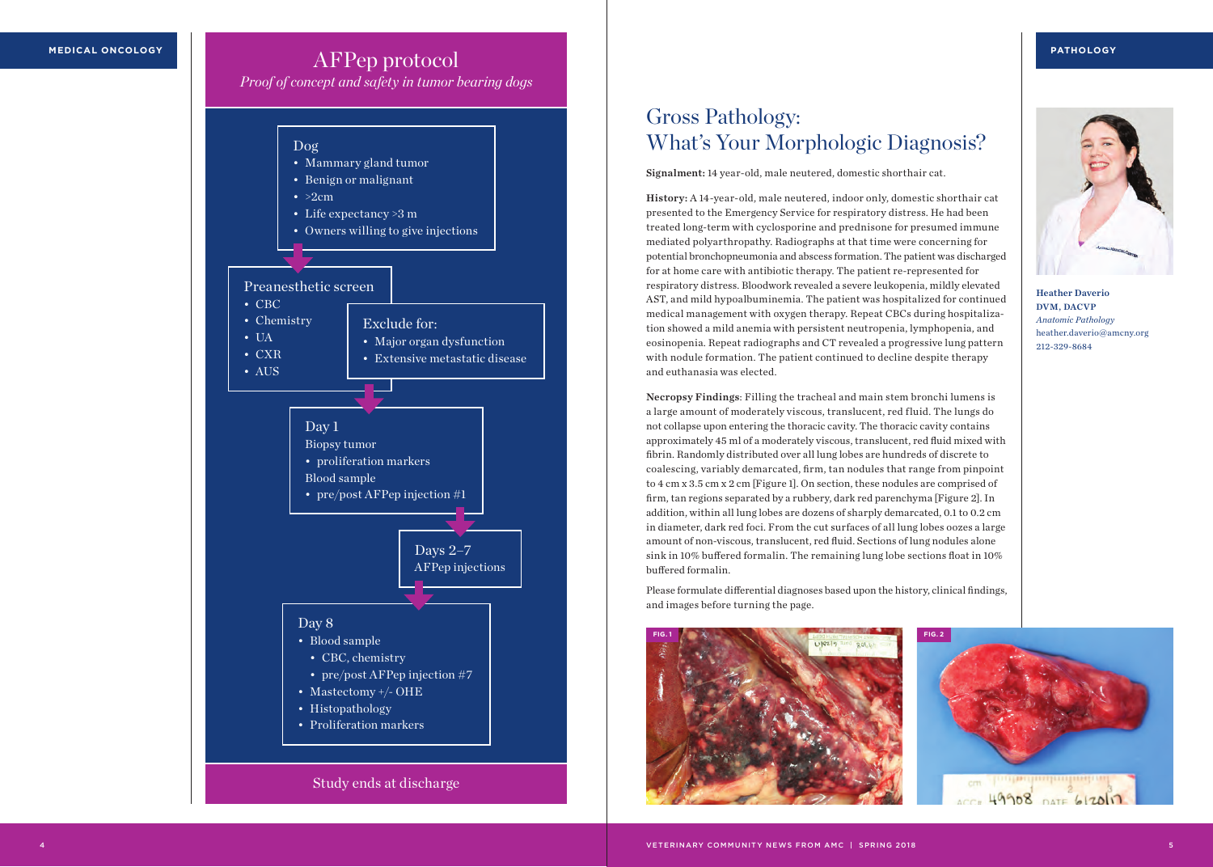MEDICAL ONCOLOGY

# AFPep protocol

*Proof of concept and safety in tumor bearing dogs*

**Dog**
- Mammary gland tumor
- Benign or malignant
- >2cm
- Life expectancy >3 m
- Owners willing to give injections

**Preanesthetic screen**
- CBC
- Chemistry
- UA
- CXR
- AUS

**Exclude for:**
- Major organ dysfunction
- Extensive metastatic disease

**Day 1**

Biopsy tumor
- proliferation markers

Blood sample
- pre/post AFPep injection #1

**Days 2–7**

AFPep injections

**Day 8**
- Blood sample
  - CBC, chemistry
  - pre/post AFPep injection #7
- Mastectomy +/- OHE
- Histopathology
- Proliferation markers

Study ends at discharge

PATHOLOGY

# Gross Pathology: What's Your Morphologic Diagnosis?

**Signalment:** 14 year-old, male neutered, domestic shorthair cat.

**History:** A 14-year-old, male neutered, indoor only, domestic shorthair cat presented to the Emergency Service for respiratory distress. He had been treated long-term with cyclosporine and prednisone for presumed immune mediated polyarthropathy. Radiographs at that time were concerning for potential bronchopneumonia and abscess formation. The patient was discharged for at home care with antibiotic therapy. The patient re-represented for respiratory distress. Bloodwork revealed a severe leukopenia, mildly elevated AST, and mild hypoalbuminemia. The patient was hospitalized for continued medical management with oxygen therapy. Repeat CBCs during hospitalization showed a mild anemia with persistent neutropenia, lymphopenia, and eosinopenia. Repeat radiographs and CT revealed a progressive lung pattern with nodule formation. The patient continued to decline despite therapy and euthanasia was elected.

**Necropsy Findings**: Filling the tracheal and main stem bronchi lumens is a large amount of moderately viscous, translucent, red fluid. The lungs do not collapse upon entering the thoracic cavity. The thoracic cavity contains approximately 45 ml of a moderately viscous, translucent, red fluid mixed with fibrin. Randomly distributed over all lung lobes are hundreds of discrete to coalescing, variably demarcated, firm, tan nodules that range from pinpoint to 4 cm x 3.5 cm x 2 cm [Figure 1]. On section, these nodules are comprised of firm, tan regions separated by a rubbery, dark red parenchyma [Figure 2]. In addition, within all lung lobes are dozens of sharply demarcated, 0.1 to 0.2 cm in diameter, dark red foci. From the cut surfaces of all lung lobes oozes a large amount of non-viscous, translucent, red fluid. Sections of lung nodules alone sink in 10% buffered formalin. The remaining lung lobe sections float in 10% buffered formalin.

Please formulate differential diagnoses based upon the history, clinical findings, and images before turning the page.

FIG. 1

FIG. 2

**Heather Daverio**
**DVM, DACVP**
*Anatomic Pathology*
heather.daverio@amcny.org
212-329-8684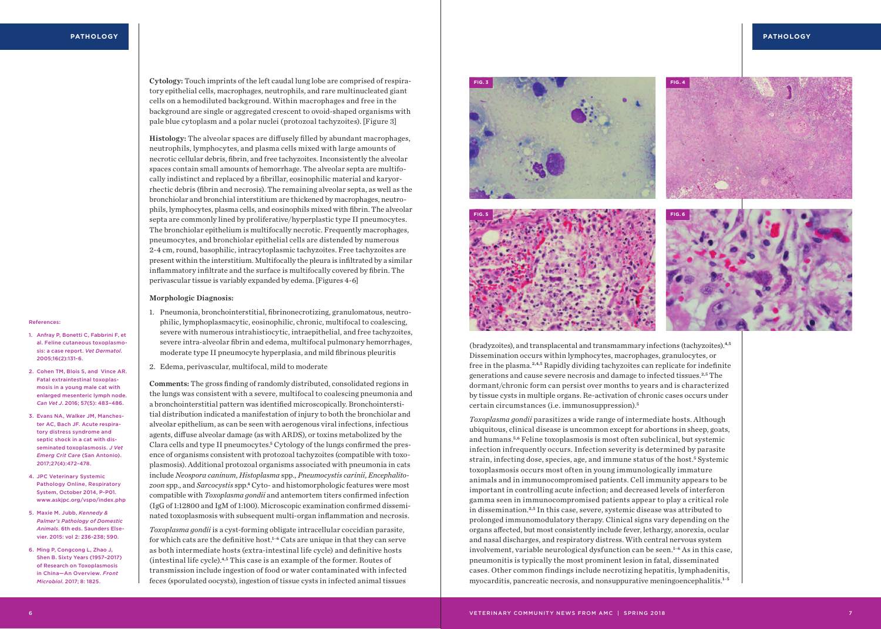**Cytology:** Touch imprints of the left caudal lung lobe are comprised of respiratory epithelial cells, macrophages, neutrophils, and rare multinucleated giant cells on a hemodiluted background. Within macrophages and free in the background are single or aggregated crescent to ovoid-shaped organisms with pale blue cytoplasm and a polar nuclei (protozoal tachyzoites). [Figure 3]

**Histology:** The alveolar spaces are diffusely filled by abundant macrophages, neutrophils, lymphocytes, and plasma cells mixed with large amounts of necrotic cellular debris, fibrin, and free tachyzoites. Inconsistently the alveolar spaces contain small amounts of hemorrhage. The alveolar septa are multifocally indistinct and replaced by a fibrillar, eosinophilic material and karyorrhectic debris (fibrin and necrosis). The remaining alveolar septa, as well as the bronchiolar and bronchial interstitium are thickened by macrophages, neutrophils, lymphocytes, plasma cells, and eosinophils mixed with fibrin. The alveolar septa are commonly lined by proliferative/hyperplastic type II pneumocytes. The bronchiolar epithelium is multifocally necrotic. Frequently macrophages, pneumocytes, and bronchiolar epithelial cells are distended by numerous 2-4 cm, round, basophilic, intracytoplasmic tachyzoites. Free tachyzoites are present within the interstitium. Multifocally the pleura is infiltrated by a similar inflammatory infiltrate and the surface is multifocally covered by fibrin. The perivascular tissue is variably expanded by edema. [Figures 4-6]

**Morphologic Diagnosis:**

1. Pneumonia, bronchointerstitial, fibrinonecrotizing, granulomatous, neutrophilic, lymphoplasmacytic, eosinophilic, chronic, multifocal to coalescing, severe with numerous intrahistiocytic, intraepithelial, and free tachyzoites, severe intra-alveolar fibrin and edema, multifocal pulmonary hemorrhages, moderate type II pneumocyte hyperplasia, and mild fibrinous pleuritis
2. Edema, perivascular, multifocal, mild to moderate

**Comments:** The gross finding of randomly distributed, consolidated regions in the lungs was consistent with a severe, multifocal to coalescing pneumonia and a bronchointerstitial pattern was identified microscopically. Bronchointerstitial distribution indicated a manifestation of injury to both the bronchiolar and alveolar epithelium, as can be seen with aerogenous viral infections, infectious agents, diffuse alveolar damage (as with ARDS), or toxins metabolized by the Clara cells and type II pneumocytes.[5] Cytology of the lungs confirmed the presence of organisms consistent with protozoal tachyzoites (compatible with toxoplasmosis). Additional protozoal organisms associated with pneumonia in cats include *Neospora caninum*, *Histoplasma* spp., *Pneumocystis carinii*, *Encephalitozoon* spp., and *Sarcocystis* spp.[4] Cyto- and histomorphologic features were most compatible with *Toxoplasma gondii* and antemortem titers confirmed infection (IgG of 1:12800 and IgM of 1:100). Microscopic examination confirmed disseminated toxoplasmosis with subsequent multi-organ inflammation and necrosis.

*Toxoplasma gondii* is a cyst-forming obligate intracellular coccidian parasite, for which cats are the definitive host.[1–6] Cats are unique in that they can serve as both intermediate hosts (extra-intestinal life cycle) and definitive hosts (intestinal life cycle).[4,5] This case is an example of the former. Routes of transmission include ingestion of food or water contaminated with infected feces (sporulated oocysts), ingestion of tissue cysts in infected animal tissues (bradyzoites), and transplacental and transmammary infections (tachyzoites).[4,5] Dissemination occurs within lymphocytes, macrophages, granulocytes, or free in the plasma.[2,4,5] Rapidly dividing tachyzoites can replicate for indefinite generations and cause severe necrosis and damage to infected tissues.[2,5] The dormant/chronic form can persist over months to years and is characterized by tissue cysts in multiple organs. Re-activation of chronic cases occurs under certain circumstances (i.e. immunosuppression).[5]

*Toxoplasma gondii* parasitizes a wide range of intermediate hosts. Although ubiquitous, clinical disease is uncommon except for abortions in sheep, goats, and humans.[5,6] Feline toxoplasmosis is most often subclinical, but systemic infection infrequently occurs. Infection severity is determined by parasite strain, infecting dose, species, age, and immune status of the host.[5] Systemic toxoplasmosis occurs most often in young immunologically immature animals and in immunocompromised patients. Cell immunity appears to be important in controlling acute infection; and decreased levels of interferon gamma seen in immunocompromised patients appear to play a critical role in dissemination.[2,5] In this case, severe, systemic disease was attributed to prolonged immunomodulatory therapy. Clinical signs vary depending on the organs affected, but most consistently include fever, lethargy, anorexia, ocular and nasal discharges, and respiratory distress. With central nervous system involvement, variable neurological dysfunction can be seen.[1–6] As in this case, pneumonitis is typically the most prominent lesion in fatal, disseminated cases. Other common findings include necrotizing hepatitis, lymphadenitis, myocarditis, pancreatic necrosis, and nonsuppurative meningoencephalitis.[1–5]

FIG. 3

FIG. 4

FIG. 5

FIG. 6

References:

1. Anfray P, Bonetti C, Fabbrini F, et al. Feline cutaneous toxoplasmosis: a case report. *Vet Dermatol.* 2005;16(2):131-6.
2. Cohen TM, Blois S, and Vince AR. Fatal extraintestinal toxoplasmosis in a young male cat with enlarged mesenteric lymph node. *Can Vet J.* 2016; 57(5): 483–486.
3. Evans NA, Walker JM, Manchester AC, Bach JF. Acute respiratory distress syndrome and septic shock in a cat with disseminated toxoplasmosis. *J Vet Emerg Crit Care* (San Antonio). 2017;27(4):472-478.
4. JPC Veterinary Systemic Pathology Online, Respiratory System, October 2014, P-P01. www.askjpc.org/vspo/index.php
5. Maxie M. Jubb, *Kennedy & Palmer's Pathology of Domestic Animals*. 6th eds. Saunders Elsevier. 2015: vol 2: 236-238; 590.
6. Ming P, Congcong L, Zhao J, Shen B. Sixty Years (1957–2017) of Research on Toxoplasmosis in China—An Overview. *Front Microbiol.* 2017; 8: 1825.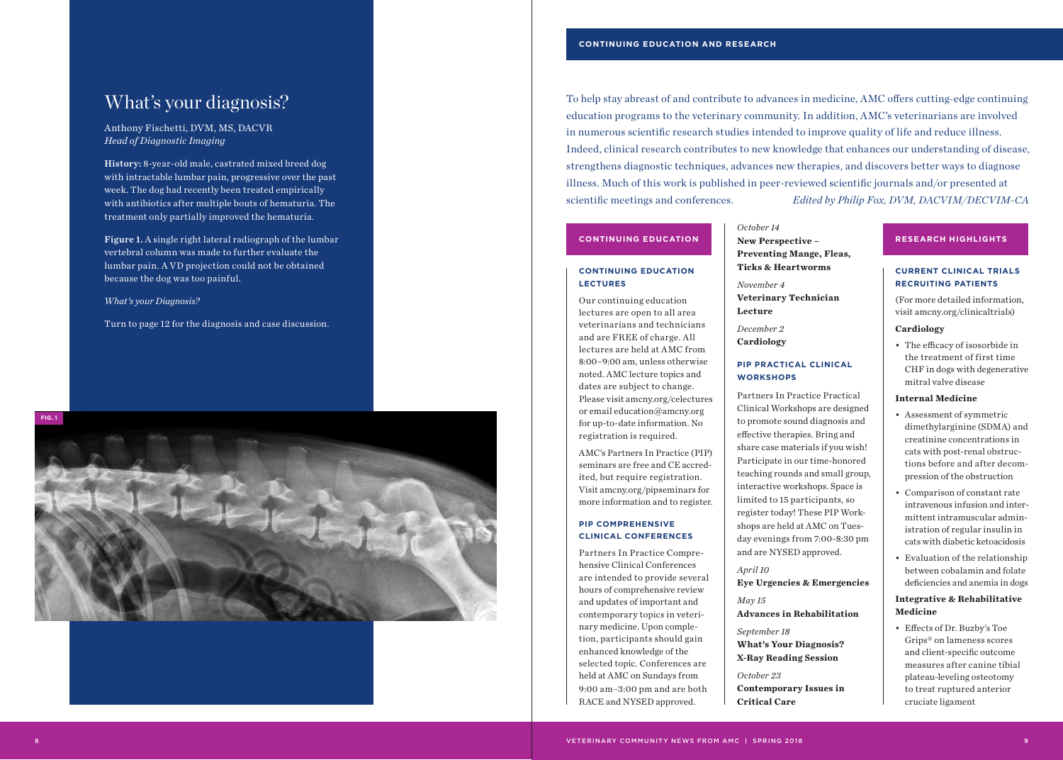# What's your diagnosis?

Anthony Fischetti, DVM, MS, DACVR
*Head of Diagnostic Imaging*

**History:** 8-year-old male, castrated mixed breed dog with intractable lumbar pain, progressive over the past week. The dog had recently been treated empirically with antibiotics after multiple bouts of hematuria. The treatment only partially improved the hematuria.

**Figure 1.** A single right lateral radiograph of the lumbar vertebral column was made to further evaluate the lumbar pain. A VD projection could not be obtained because the dog was too painful.

*What's your Diagnosis?*

Turn to page 12 for the diagnosis and case discussion.

FIG. 1

## CONTINUING EDUCATION AND RESEARCH

To help stay abreast of and contribute to advances in medicine, AMC offers cutting-edge continuing education programs to the veterinary community. In addition, AMC's veterinarians are involved in numerous scientific research studies intended to improve quality of life and reduce illness. Indeed, clinical research contributes to new knowledge that enhances our understanding of disease, strengthens diagnostic techniques, advances new therapies, and discovers better ways to diagnose illness. Much of this work is published in peer-reviewed scientific journals and/or presented at scientific meetings and conferences. *Edited by Philip Fox, DVM, DACVIM/DECVIM-CA*

### CONTINUING EDUCATION

#### CONTINUING EDUCATION LECTURES

Our continuing education lectures are open to all area veterinarians and technicians and are FREE of charge. All lectures are held at AMC from 8:00–9:00 am, unless otherwise noted. AMC lecture topics and dates are subject to change. Please visit amcny.org/celectures or email education@amcny.org for up-to-date information. No registration is required.

AMC's Partners In Practice (PIP) seminars are free and CE accredited, but require registration. Visit amcny.org/pipseminars for more information and to register.

#### PIP COMPREHENSIVE CLINICAL CONFERENCES

Partners In Practice Comprehensive Clinical Conferences are intended to provide several hours of comprehensive review and updates of important and contemporary topics in veterinary medicine. Upon completion, participants should gain enhanced knowledge of the selected topic. Conferences are held at AMC on Sundays from 9:00 am–3:00 pm and are both RACE and NYSED approved.

*October 14*
**New Perspective – Preventing Mange, Fleas, Ticks & Heartworms**

*November 4*
**Veterinary Technician Lecture**

*December 2*
**Cardiology**

#### PIP PRACTICAL CLINICAL WORKSHOPS

Partners In Practice Practical Clinical Workshops are designed to promote sound diagnosis and effective therapies. Bring and share case materials if you wish! Participate in our time-honored teaching rounds and small group, interactive workshops. Space is limited to 15 participants, so register today! These PIP Workshops are held at AMC on Tuesday evenings from 7:00-8:30 pm and are NYSED approved.

*April 10*
**Eye Urgencies & Emergencies**

*May 15*
**Advances in Rehabilitation**

*September 18*
**What's Your Diagnosis? X-Ray Reading Session**

*October 23*
**Contemporary Issues in Critical Care**

### RESEARCH HIGHLIGHTS

#### CURRENT CLINICAL TRIALS RECRUITING PATIENTS

(For more detailed information, visit amcny.org/clinicaltrials)

**Cardiology**

- The efficacy of isosorbide in the treatment of first time CHF in dogs with degenerative mitral valve disease

**Internal Medicine**

- Assessment of symmetric dimethylarginine (SDMA) and creatinine concentrations in cats with post-renal obstructions before and after decompression of the obstruction
- Comparison of constant rate intravenous infusion and intermittent intramuscular administration of regular insulin in cats with diabetic ketoacidosis
- Evaluation of the relationship between cobalamin and folate deficiencies and anemia in dogs

**Integrative & Rehabilitative Medicine**

- Effects of Dr. Buzby's Toe Grips® on lameness scores and client-specific outcome measures after canine tibial plateau-leveling osteotomy to treat ruptured anterior cruciate ligament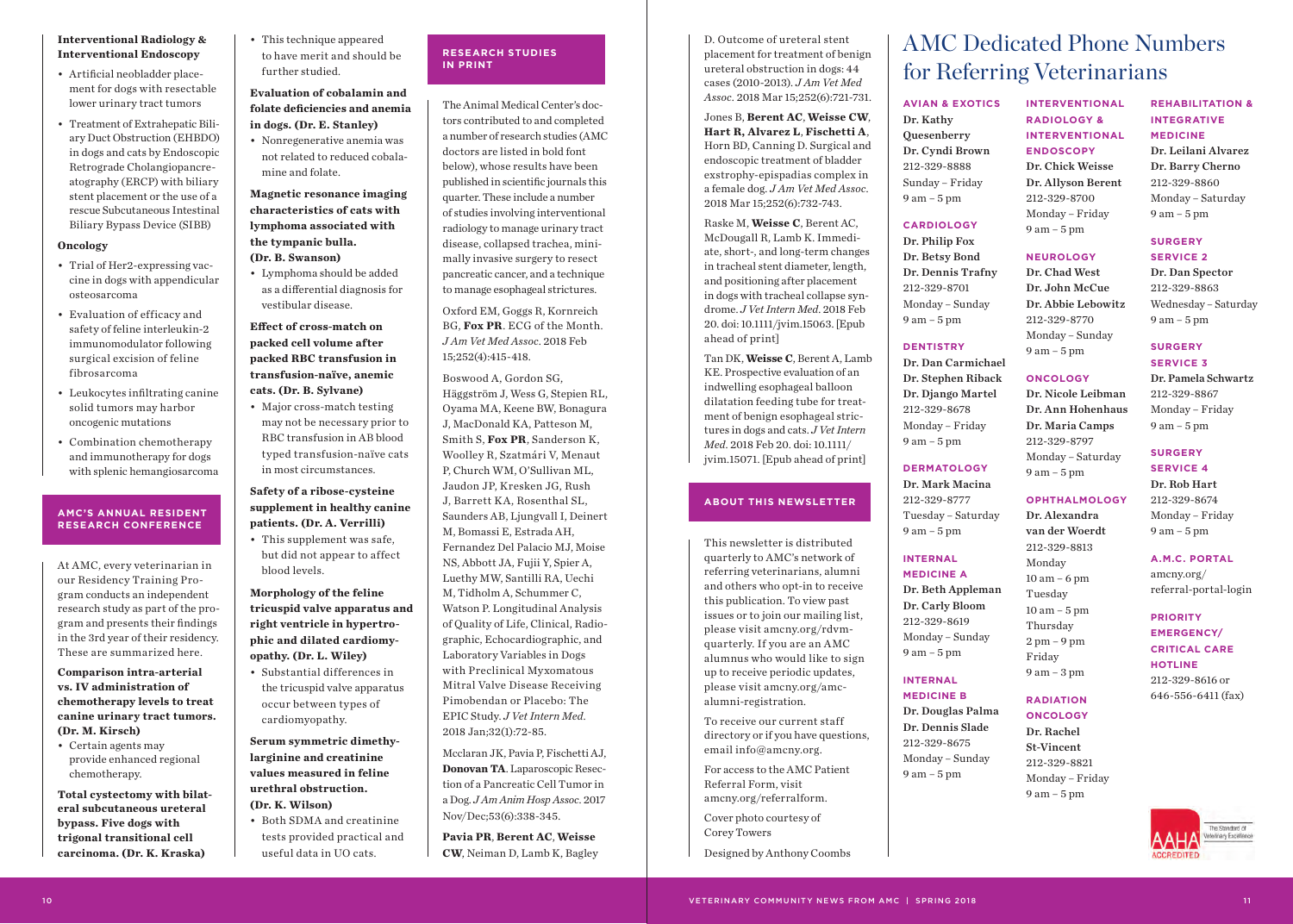**Interventional Radiology & Interventional Endoscopy**

- Artificial neobladder placement for dogs with resectable lower urinary tract tumors
- Treatment of Extrahepatic Biliary Duct Obstruction (EHBDO) in dogs and cats by Endoscopic Retrograde Cholangiopancreatography (ERCP) with biliary stent placement or the use of a rescue Subcutaneous Intestinal Biliary Bypass Device (SIBB)

**Oncology**

- Trial of Her2-expressing vaccine in dogs with appendicular osteosarcoma
- Evaluation of efficacy and safety of feline interleukin-2 immunomodulator following surgical excision of feline fibrosarcoma
- Leukocytes infiltrating canine solid tumors may harbor oncogenic mutations
- Combination chemotherapy and immunotherapy for dogs with splenic hemangiosarcoma

## AMC'S ANNUAL RESIDENT RESEARCH CONFERENCE

At AMC, every veterinarian in our Residency Training Program conducts an independent research study as part of the program and presents their findings in the 3rd year of their residency. These are summarized here.

**Comparison intra-arterial vs. IV administration of chemotherapy levels to treat canine urinary tract tumors. (Dr. M. Kirsch)**

- Certain agents may provide enhanced regional chemotherapy.

**Total cystectomy with bilateral subcutaneous ureteral bypass. Five dogs with trigonal transitional cell carcinoma. (Dr. K. Kraska)**

- This technique appeared to have merit and should be further studied.

**Evaluation of cobalamin and folate deficiencies and anemia in dogs. (Dr. E. Stanley)**

- Nonregenerative anemia was not related to reduced cobalamine and folate.

**Magnetic resonance imaging characteristics of cats with lymphoma associated with the tympanic bulla. (Dr. B. Swanson)**

- Lymphoma should be added as a differential diagnosis for vestibular disease.

**Effect of cross-match on packed cell volume after packed RBC transfusion in transfusion-naïve, anemic cats. (Dr. B. Sylvane)**

- Major cross-match testing may not be necessary prior to RBC transfusion in AB blood typed transfusion-naïve cats in most circumstances.

**Safety of a ribose-cysteine supplement in healthy canine patients. (Dr. A. Verrilli)**

- This supplement was safe, but did not appear to affect blood levels.

**Morphology of the feline tricuspid valve apparatus and right ventricle in hypertrophic and dilated cardiomyopathy. (Dr. J. Wiley)**

- Substantial differences in the tricuspid valve apparatus occur between types of cardiomyopathy.

**Serum symmetric dimethylarginine and creatinine values measured in feline urethral obstruction. (Dr. K. Wilson)**

- Both SDMA and creatinine tests provided practical and useful data in UO cats.

## RESEARCH STUDIES IN PRINT

The Animal Medical Center's doctors contributed to and completed a number of research studies (AMC doctors are listed in bold font below), whose results have been published in scientific journals this quarter. These include a number of studies involving interventional radiology to manage urinary tract disease, collapsed trachea, minimally invasive surgery to resect pancreatic cancer, and a technique to manage esophageal strictures.

Oxford EM, Goggs R, Kornreich BG, **Fox PR**. ECG of the Month. *J Am Vet Med Assoc*. 2018 Feb 15;252(4):415-418.

Boswood A, Gordon SG, Häggström J, Wess G, Stepien RL, Oyama MA, Keene BW, Bonagura J, MacDonald KA, Patteson M, Smith S, **Fox PR**, Sanderson K, Woolley R, Szatmári V, Menaut P, Church WM, O'Sullivan ML, Jaudon JP, Kresken JG, Rush J, Barrett KA, Rosenthal SL, Saunders AB, Ljungvall I, Deinert M, Bomassi E, Estrada AH, Fernandez Del Palacio MJ, Moise NS, Abbott JA, Fujii Y, Spier A, Luethy MW, Santilli RA, Uechi M, Tidholm A, Schummer C, Watson P. Longitudinal Analysis of Quality of Life, Clinical, Radiographic, Echocardiographic, and Laboratory Variables in Dogs with Preclinical Myxomatous Mitral Valve Disease Receiving Pimobendan or Placebo: The EPIC Study. *J Vet Intern Med*. 2018 Jan;32(1):72-85.

Mcclaran JK, Pavia P, Fischetti AJ, **Donovan TA**. Laparoscopic Resection of a Pancreatic Cell Tumor in a Dog. *J Am Anim Hosp Assoc*. 2017 Nov/Dec;53(6):338-345.

**Pavia PR**, **Berent AC**, **Weisse CW**, Neiman D, Lamb K, Bagley D. Outcome of ureteral stent placement for treatment of benign ureteral obstruction in dogs: 44 cases (2010-2013). *J Am Vet Med Assoc*. 2018 Mar 15;252(6):721-731.

Jones B, **Berent AC**, **Weisse CW**, **Hart R**, **Alvarez L**, **Fischetti A**, Horn BD, Canning D. Surgical and endoscopic treatment of bladder exstrophy-epispadias complex in a female dog. *J Am Vet Med Assoc*. 2018 Mar 15;252(6):732-743.

Raske M, **Weisse C**, Berent AC, McDougall R, Lamb K. Immediate, short-, and long-term changes in tracheal stent diameter, length, and positioning after placement in dogs with tracheal collapse syndrome. *J Vet Intern Med*. 2018 Feb 20. doi: 10.1111/jvim.15063. [Epub ahead of print]

Tan DK, **Weisse C**, Berent A, Lamb KE. Prospective evaluation of an indwelling esophageal balloon dilatation feeding tube for treatment of benign esophageal strictures in dogs and cats. *J Vet Intern Med*. 2018 Feb 20. doi: 10.1111/jvim.15071. [Epub ahead of print]

## ABOUT THIS NEWSLETTER

This newsletter is distributed quarterly to AMC's network of referring veterinarians, alumni and others who opt-in to receive this publication. To view past issues or to join our mailing list, please visit amcny.org/rdvm-quarterly. If you are an AMC alumnus who would like to sign up to receive periodic updates, please visit amcny.org/amc-alumni-registration.

To receive our current staff directory or if you have questions, email info@amcny.org.

For access to the AMC Patient Referral Form, visit amcny.org/referralform.

Cover photo courtesy of Corey Towers

Designed by Anthony Coombs

# AMC Dedicated Phone Numbers for Referring Veterinarians

**AVIAN & EXOTICS**
Dr. Kathy Quesenberry
Dr. Cyndi Brown
212-329-8888
Sunday – Friday
9 am – 5 pm

**CARDIOLOGY**
Dr. Philip Fox
Dr. Betsy Bond
Dr. Dennis Trafny
212-329-8701
Monday – Sunday
9 am – 5 pm

**DENTISTRY**
Dr. Dan Carmichael
Dr. Stephen Riback
Dr. Django Martel
212-329-8678
Monday – Friday
9 am – 5 pm

**DERMATOLOGY**
Dr. Mark Macina
212-329-8777
Tuesday – Saturday
9 am – 5 pm

**INTERNAL MEDICINE A**
Dr. Beth Appleman
Dr. Carly Bloom
212-329-8619
Monday – Sunday
9 am – 5 pm

**INTERNAL MEDICINE B**
Dr. Douglas Palma
Dr. Dennis Slade
212-329-8675
Monday – Sunday
9 am – 5 pm

**INTERVENTIONAL RADIOLOGY & INTERVENTIONAL ENDOSCOPY**
Dr. Chick Weisse
Dr. Allyson Berent
212-329-8700
Monday – Friday
9 am – 5 pm

**NEUROLOGY**
Dr. Chad West
Dr. John McCue
Dr. Abbie Lebowitz
212-329-8770
Monday – Sunday
9 am – 5 pm

**ONCOLOGY**
Dr. Nicole Leibman
Dr. Ann Hohenhaus
Dr. Maria Camps
212-329-8797
Monday – Saturday
9 am – 5 pm

**OPHTHALMOLOGY**
Dr. Alexandra van der Woerdt
212-329-8813
Monday
10 am – 6 pm
Tuesday
10 am – 5 pm
Thursday
2 pm – 9 pm
Friday
9 am – 3 pm

**RADIATION ONCOLOGY**
Dr. Rachel St-Vincent
212-329-8821
Monday – Friday
9 am – 5 pm

**REHABILITATION & INTEGRATIVE MEDICINE**
Dr. Leilani Alvarez
Dr. Barry Cherno
212-329-8860
Monday – Saturday
9 am – 5 pm

**SURGERY SERVICE 2**
Dr. Dan Spector
212-329-8863
Wednesday – Saturday
9 am – 5 pm

**SURGERY SERVICE 3**
Dr. Pamela Schwartz
212-329-8867
Monday – Friday
9 am – 5 pm

**SURGERY SERVICE 4**
Dr. Rob Hart
212-329-8674
Monday – Friday
9 am – 5 pm

**A.M.C. PORTAL**
amcny.org/referral-portal-login

**PRIORITY EMERGENCY/ CRITICAL CARE HOTLINE**
212-329-8616 or
646-556-6411 (fax)

AAHA ACCREDITED — The Standard of Veterinary Excellence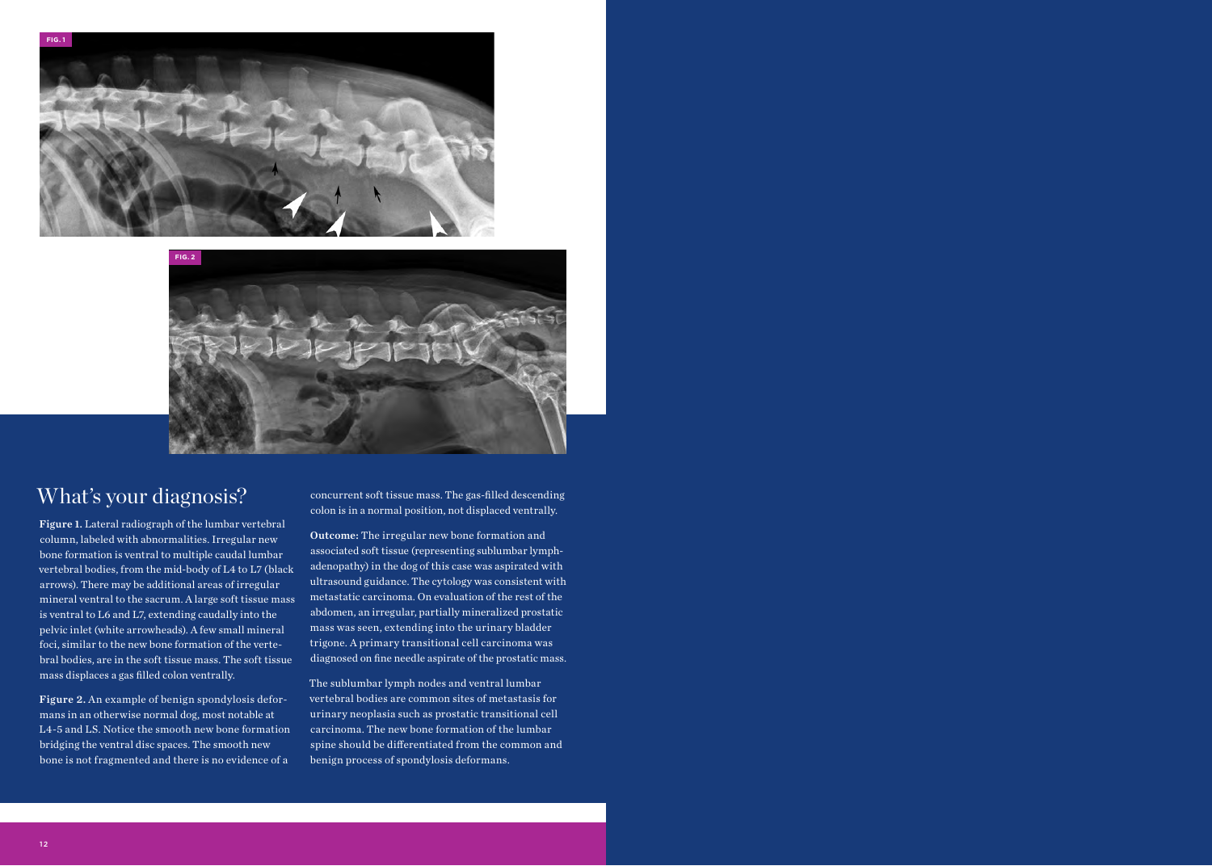FIG. 1

FIG. 2

# What's your diagnosis?

**Figure 1.** Lateral radiograph of the lumbar vertebral column, labeled with abnormalities. Irregular new bone formation is ventral to multiple caudal lumbar vertebral bodies, from the mid-body of L4 to L7 (black arrows). There may be additional areas of irregular mineral ventral to the sacrum. A large soft tissue mass is ventral to L6 and L7, extending caudally into the pelvic inlet (white arrowheads). A few small mineral foci, similar to the new bone formation of the vertebral bodies, are in the soft tissue mass. The soft tissue mass displaces a gas filled colon ventrally.

**Figure 2.** An example of benign spondylosis deformans in an otherwise normal dog, most notable at L4-5 and LS. Notice the smooth new bone formation bridging the ventral disc spaces. The smooth new bone is not fragmented and there is no evidence of a concurrent soft tissue mass. The gas-filled descending colon is in a normal position, not displaced ventrally.

**Outcome:** The irregular new bone formation and associated soft tissue (representing sublumbar lymphadenopathy) in the dog of this case was aspirated with ultrasound guidance. The cytology was consistent with metastatic carcinoma. On evaluation of the rest of the abdomen, an irregular, partially mineralized prostatic mass was seen, extending into the urinary bladder trigone. A primary transitional cell carcinoma was diagnosed on fine needle aspirate of the prostatic mass.

The sublumbar lymph nodes and ventral lumbar vertebral bodies are common sites of metastasis for urinary neoplasia such as prostatic transitional cell carcinoma. The new bone formation of the lumbar spine should be differentiated from the common and benign process of spondylosis deformans.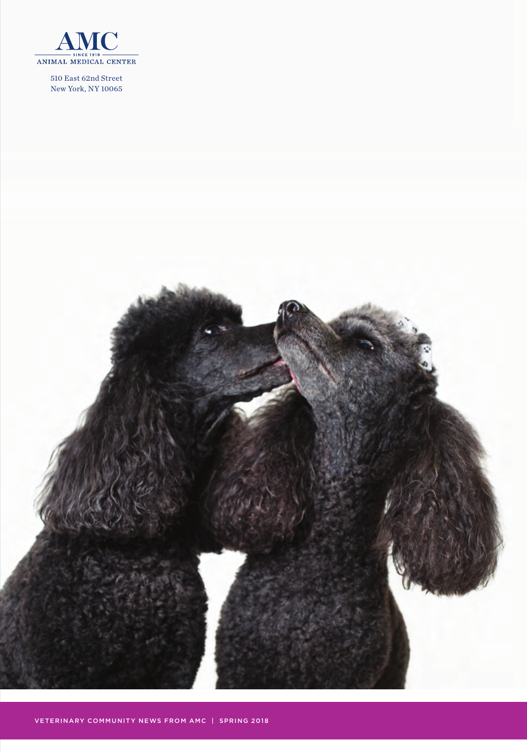AMC

SINCE 1910

ANIMAL MEDICAL CENTER

510 East 62nd Street
New York, NY 10065

VETERINARY COMMUNITY NEWS FROM AMC | SPRING 2018